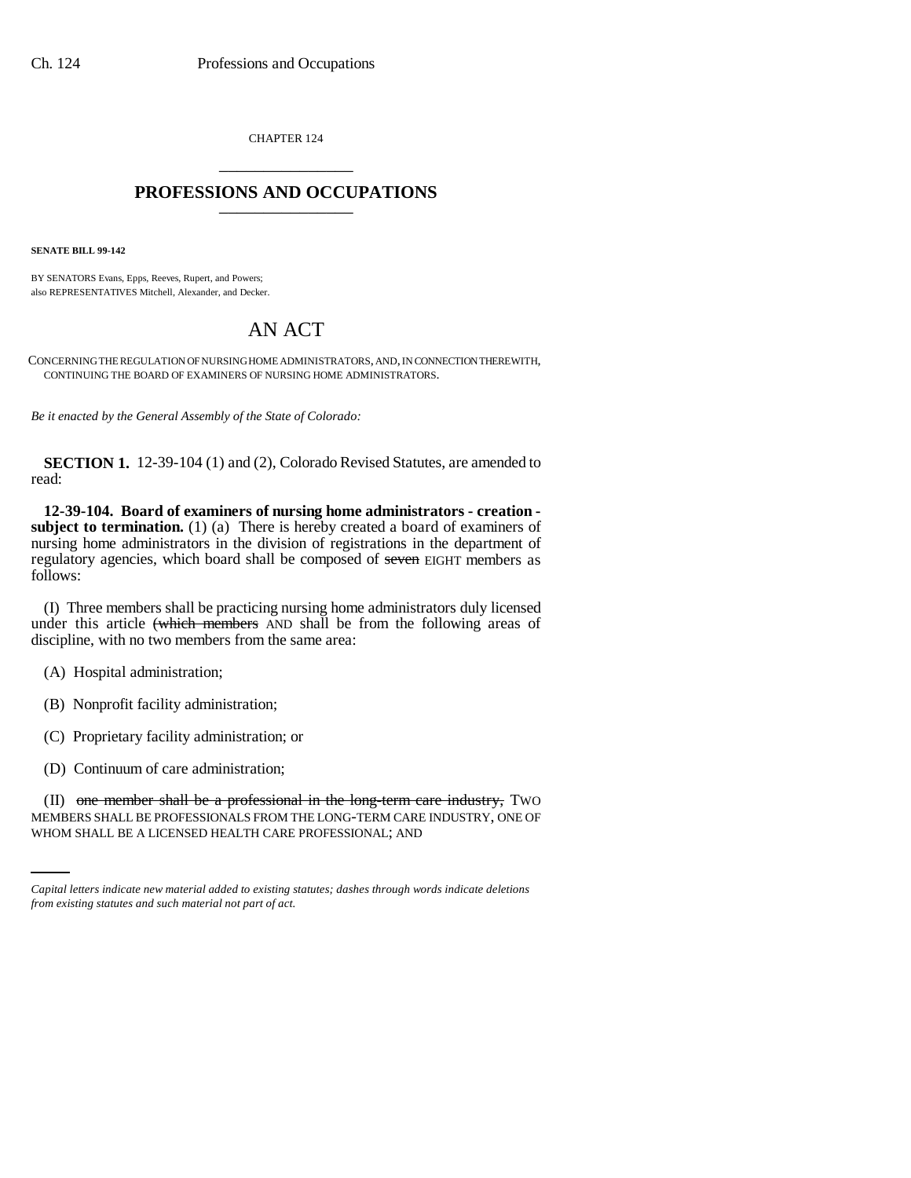CHAPTER 124

# PROFESSIONS AND OCCUPATIONS

**SENATE BILL 99-142**

BY SENATORS Evans, Epps, Reeves, Rupert, and Powers;
also REPRESENTATIVES Mitchell, Alexander, and Decker.

# AN ACT

CONCERNING THE REGULATION OF NURSING HOME ADMINISTRATORS, AND, IN CONNECTION THEREWITH, CONTINUING THE BOARD OF EXAMINERS OF NURSING HOME ADMINISTRATORS.

*Be it enacted by the General Assembly of the State of Colorado:*

**SECTION 1.** 12-39-104 (1) and (2), Colorado Revised Statutes, are amended to read:

**12-39-104. Board of examiners of nursing home administrators - creation - subject to termination.** (1) (a) There is hereby created a board of examiners of nursing home administrators in the division of registrations in the department of regulatory agencies, which board shall be composed of ~~seven~~ EIGHT members as follows:

(I) Three members shall be practicing nursing home administrators duly licensed under this article ~~(which members~~ AND shall be from the following areas of discipline, with no two members from the same area:

(A) Hospital administration;

(B) Nonprofit facility administration;

(C) Proprietary facility administration; or

(D) Continuum of care administration;

(II) ~~one member shall be a professional in the long-term care industry,~~ TWO MEMBERS SHALL BE PROFESSIONALS FROM THE LONG-TERM CARE INDUSTRY, ONE OF WHOM SHALL BE A LICENSED HEALTH CARE PROFESSIONAL; AND

*Capital letters indicate new material added to existing statutes; dashes through words indicate deletions from existing statutes and such material not part of act.*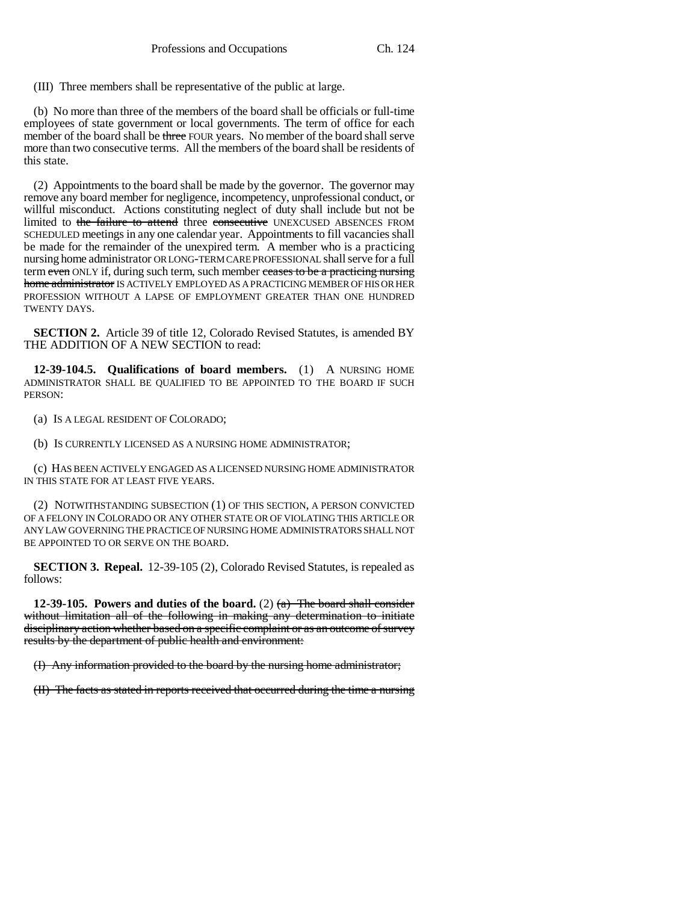(III) Three members shall be representative of the public at large.

(b) No more than three of the members of the board shall be officials or full-time employees of state government or local governments. The term of office for each member of the board shall be ~~three~~ FOUR years. No member of the board shall serve more than two consecutive terms. All the members of the board shall be residents of this state.

(2) Appointments to the board shall be made by the governor. The governor may remove any board member for negligence, incompetency, unprofessional conduct, or willful misconduct. Actions constituting neglect of duty shall include but not be limited to ~~the failure to attend~~ three ~~consecutive~~ UNEXCUSED ABSENCES FROM SCHEDULED meetings in any one calendar year. Appointments to fill vacancies shall be made for the remainder of the unexpired term. A member who is a practicing nursing home administrator OR LONG-TERM CARE PROFESSIONAL shall serve for a full term ~~even~~ ONLY if, during such term, such member ~~ceases to be a practicing nursing home administrator~~ IS ACTIVELY EMPLOYED AS A PRACTICING MEMBER OF HIS OR HER PROFESSION WITHOUT A LAPSE OF EMPLOYMENT GREATER THAN ONE HUNDRED TWENTY DAYS.

**SECTION 2.** Article 39 of title 12, Colorado Revised Statutes, is amended BY THE ADDITION OF A NEW SECTION to read:

**12-39-104.5. Qualifications of board members.** (1) A NURSING HOME ADMINISTRATOR SHALL BE QUALIFIED TO BE APPOINTED TO THE BOARD IF SUCH PERSON:

(a) IS A LEGAL RESIDENT OF COLORADO;

(b) IS CURRENTLY LICENSED AS A NURSING HOME ADMINISTRATOR;

(c) HAS BEEN ACTIVELY ENGAGED AS A LICENSED NURSING HOME ADMINISTRATOR IN THIS STATE FOR AT LEAST FIVE YEARS.

(2) NOTWITHSTANDING SUBSECTION (1) OF THIS SECTION, A PERSON CONVICTED OF A FELONY IN COLORADO OR ANY OTHER STATE OR OF VIOLATING THIS ARTICLE OR ANY LAW GOVERNING THE PRACTICE OF NURSING HOME ADMINISTRATORS SHALL NOT BE APPOINTED TO OR SERVE ON THE BOARD.

**SECTION 3. Repeal.** 12-39-105 (2), Colorado Revised Statutes, is repealed as follows:

**12-39-105. Powers and duties of the board.** (2) ~~(a) The board shall consider without limitation all of the following in making any determination to initiate disciplinary action whether based on a specific complaint or as an outcome of survey results by the department of public health and environment:~~

~~(I) Any information provided to the board by the nursing home administrator;~~

~~(II) The facts as stated in reports received that occurred during the time a nursing~~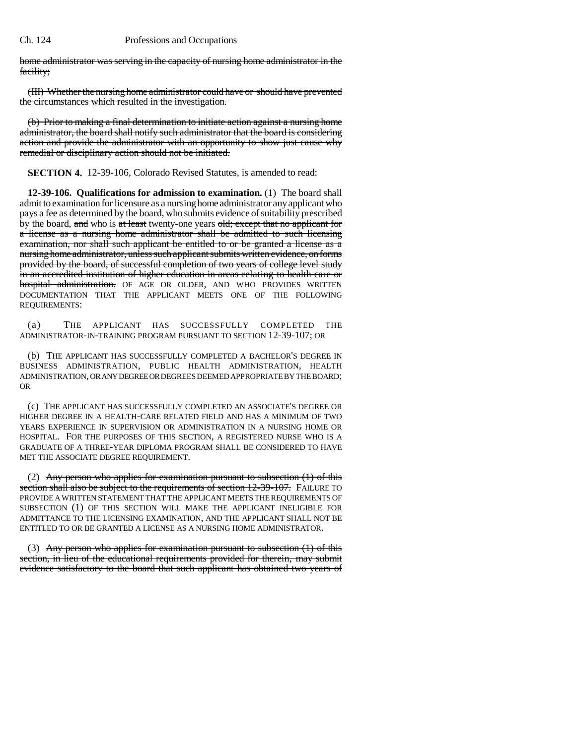home administrator was serving in the capacity of nursing home administrator in the facility;

(III) Whether the nursing home administrator could have or should have prevented the circumstances which resulted in the investigation.

(b) Prior to making a final determination to initiate action against a nursing home administrator, the board shall notify such administrator that the board is considering action and provide the administrator with an opportunity to show just cause why remedial or disciplinary action should not be initiated.

**SECTION 4.** 12-39-106, Colorado Revised Statutes, is amended to read:

**12-39-106. Qualifications for admission to examination.** (1) The board shall admit to examination for licensure as a nursing home administrator any applicant who pays a fee as determined by the board, who submits evidence of suitability prescribed by the board, and who is at least twenty-one years old; except that no applicant for a license as a nursing home administrator shall be admitted to such licensing examination, nor shall such applicant be entitled to or be granted a license as a nursing home administrator, unless such applicant submits written evidence, on forms provided by the board, of successful completion of two years of college level study in an accredited institution of higher education in areas relating to health care or hospital administration. OF AGE OR OLDER, AND WHO PROVIDES WRITTEN DOCUMENTATION THAT THE APPLICANT MEETS ONE OF THE FOLLOWING REQUIREMENTS:

(a) THE APPLICANT HAS SUCCESSFULLY COMPLETED THE ADMINISTRATOR-IN-TRAINING PROGRAM PURSUANT TO SECTION 12-39-107; OR

(b) THE APPLICANT HAS SUCCESSFULLY COMPLETED A BACHELOR'S DEGREE IN BUSINESS ADMINISTRATION, PUBLIC HEALTH ADMINISTRATION, HEALTH ADMINISTRATION, OR ANY DEGREE OR DEGREES DEEMED APPROPRIATE BY THE BOARD; OR

(c) THE APPLICANT HAS SUCCESSFULLY COMPLETED AN ASSOCIATE'S DEGREE OR HIGHER DEGREE IN A HEALTH-CARE RELATED FIELD AND HAS A MINIMUM OF TWO YEARS EXPERIENCE IN SUPERVISION OR ADMINISTRATION IN A NURSING HOME OR HOSPITAL. FOR THE PURPOSES OF THIS SECTION, A REGISTERED NURSE WHO IS A GRADUATE OF A THREE-YEAR DIPLOMA PROGRAM SHALL BE CONSIDERED TO HAVE MET THE ASSOCIATE DEGREE REQUIREMENT.

(2) Any person who applies for examination pursuant to subsection (1) of this section shall also be subject to the requirements of section 12-39-107. FAILURE TO PROVIDE A WRITTEN STATEMENT THAT THE APPLICANT MEETS THE REQUIREMENTS OF SUBSECTION (1) OF THIS SECTION WILL MAKE THE APPLICANT INELIGIBLE FOR ADMITTANCE TO THE LICENSING EXAMINATION, AND THE APPLICANT SHALL NOT BE ENTITLED TO OR BE GRANTED A LICENSE AS A NURSING HOME ADMINISTRATOR.

(3) Any person who applies for examination pursuant to subsection (1) of this section, in lieu of the educational requirements provided for therein, may submit evidence satisfactory to the board that such applicant has obtained two years of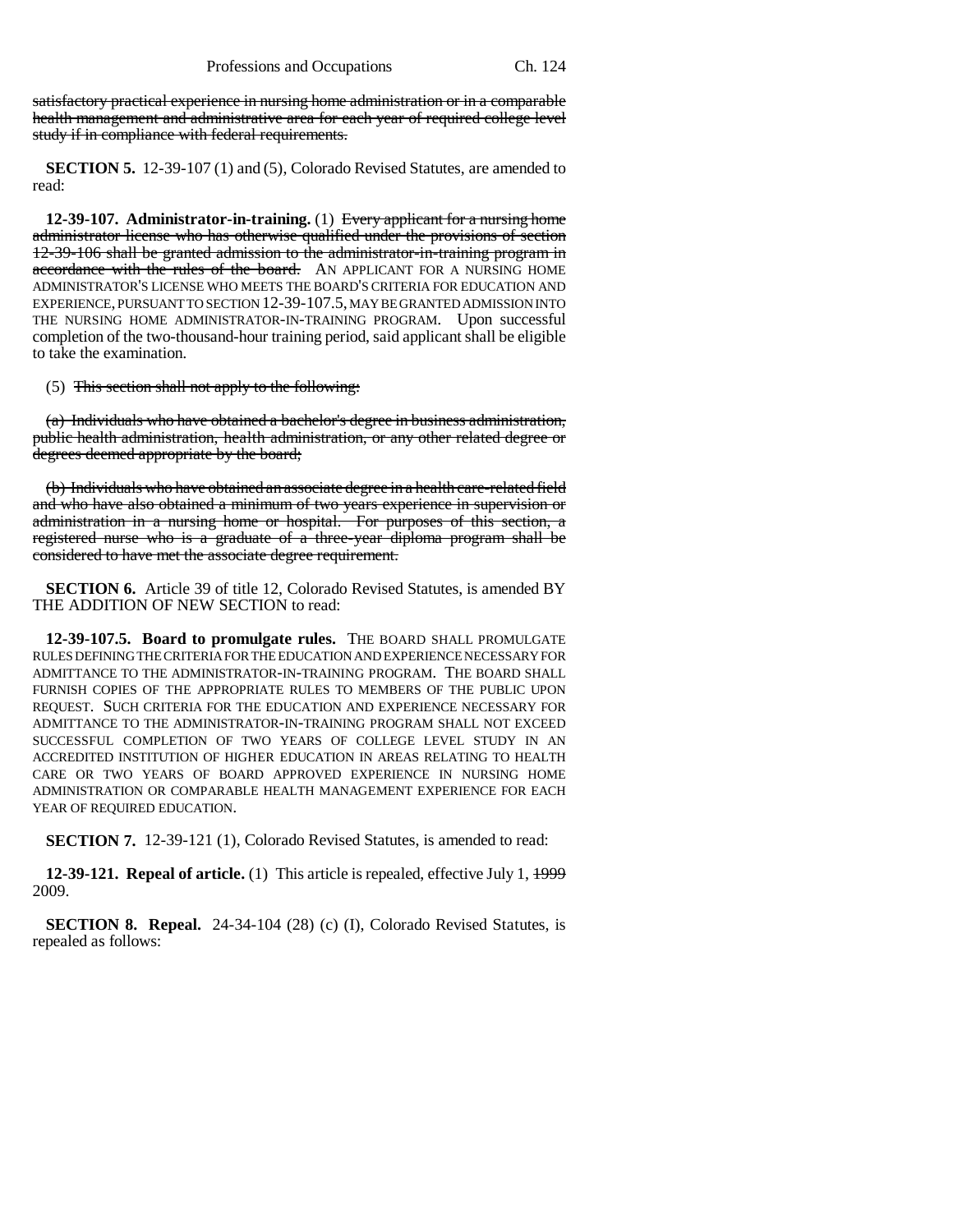~~satisfactory practical experience in nursing home administration or in a comparable health management and administrative area for each year of required college level study if in compliance with federal requirements.~~

**SECTION 5.** 12-39-107 (1) and (5), Colorado Revised Statutes, are amended to read:

**12-39-107. Administrator-in-training.** (1) ~~Every applicant for a nursing home administrator license who has otherwise qualified under the provisions of section 12-39-106 shall be granted admission to the administrator-in-training program in accordance with the rules of the board.~~ AN APPLICANT FOR A NURSING HOME ADMINISTRATOR'S LICENSE WHO MEETS THE BOARD'S CRITERIA FOR EDUCATION AND EXPERIENCE, PURSUANT TO SECTION 12-39-107.5, MAY BE GRANTED ADMISSION INTO THE NURSING HOME ADMINISTRATOR-IN-TRAINING PROGRAM. Upon successful completion of the two-thousand-hour training period, said applicant shall be eligible to take the examination.

(5) ~~This section shall not apply to the following:~~

~~(a) Individuals who have obtained a bachelor's degree in business administration, public health administration, health administration, or any other related degree or degrees deemed appropriate by the board;~~

~~(b) Individuals who have obtained an associate degree in a health care-related field and who have also obtained a minimum of two years experience in supervision or administration in a nursing home or hospital. For purposes of this section, a registered nurse who is a graduate of a three-year diploma program shall be considered to have met the associate degree requirement.~~

**SECTION 6.** Article 39 of title 12, Colorado Revised Statutes, is amended BY THE ADDITION OF NEW SECTION to read:

**12-39-107.5. Board to promulgate rules.** THE BOARD SHALL PROMULGATE RULES DEFINING THE CRITERIA FOR THE EDUCATION AND EXPERIENCE NECESSARY FOR ADMITTANCE TO THE ADMINISTRATOR-IN-TRAINING PROGRAM. THE BOARD SHALL FURNISH COPIES OF THE APPROPRIATE RULES TO MEMBERS OF THE PUBLIC UPON REQUEST. SUCH CRITERIA FOR THE EDUCATION AND EXPERIENCE NECESSARY FOR ADMITTANCE TO THE ADMINISTRATOR-IN-TRAINING PROGRAM SHALL NOT EXCEED SUCCESSFUL COMPLETION OF TWO YEARS OF COLLEGE LEVEL STUDY IN AN ACCREDITED INSTITUTION OF HIGHER EDUCATION IN AREAS RELATING TO HEALTH CARE OR TWO YEARS OF BOARD APPROVED EXPERIENCE IN NURSING HOME ADMINISTRATION OR COMPARABLE HEALTH MANAGEMENT EXPERIENCE FOR EACH YEAR OF REQUIRED EDUCATION.

**SECTION 7.** 12-39-121 (1), Colorado Revised Statutes, is amended to read:

**12-39-121. Repeal of article.** (1) This article is repealed, effective July 1, ~~1999~~ 2009.

**SECTION 8. Repeal.** 24-34-104 (28) (c) (I), Colorado Revised Statutes, is repealed as follows: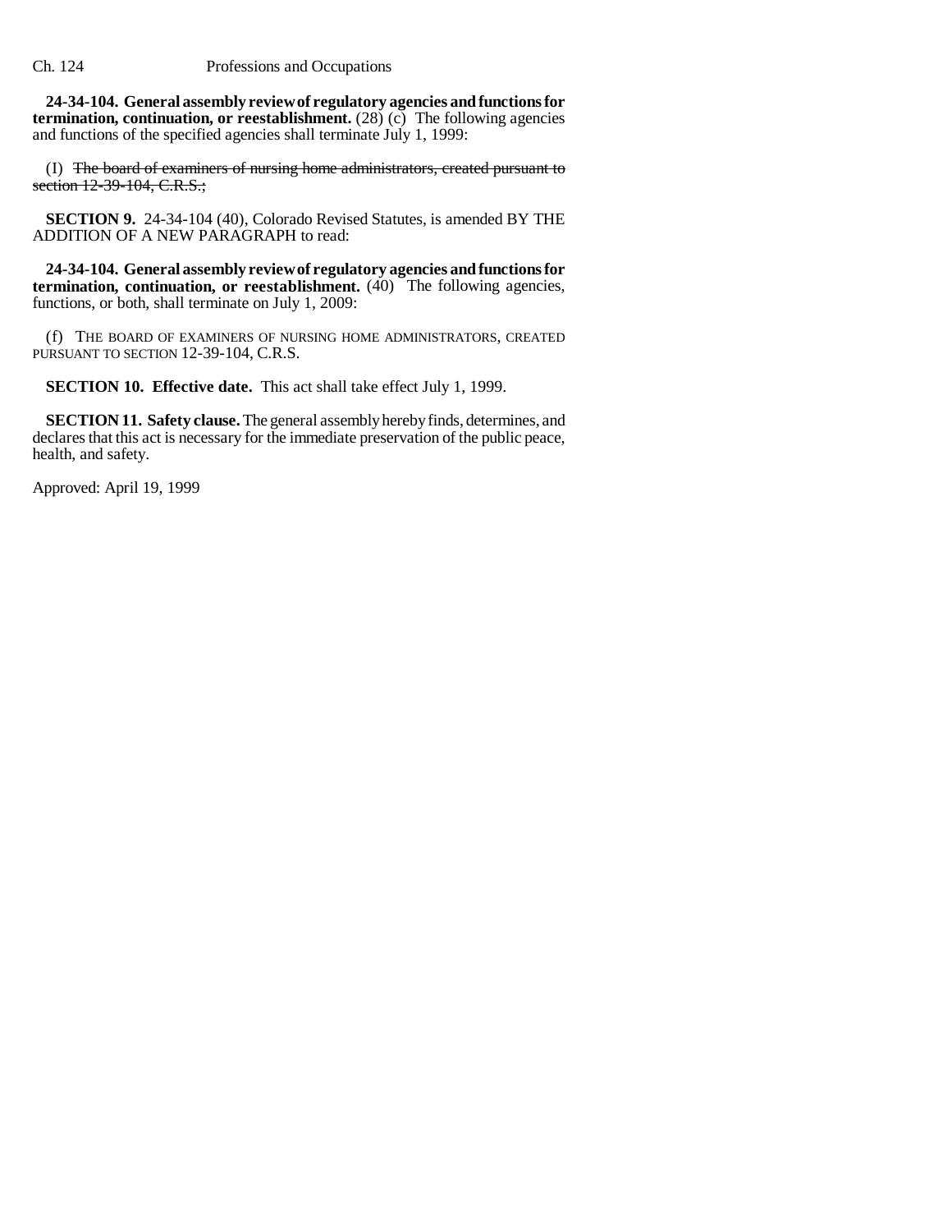**24-34-104. General assembly review of regulatory agencies and functions for termination, continuation, or reestablishment.** (28) (c) The following agencies and functions of the specified agencies shall terminate July 1, 1999:

(I) ~~The board of examiners of nursing home administrators, created pursuant to section 12-39-104, C.R.S.;~~

**SECTION 9.** 24-34-104 (40), Colorado Revised Statutes, is amended BY THE ADDITION OF A NEW PARAGRAPH to read:

**24-34-104. General assembly review of regulatory agencies and functions for termination, continuation, or reestablishment.** (40) The following agencies, functions, or both, shall terminate on July 1, 2009:

(f) THE BOARD OF EXAMINERS OF NURSING HOME ADMINISTRATORS, CREATED PURSUANT TO SECTION 12-39-104, C.R.S.

**SECTION 10. Effective date.** This act shall take effect July 1, 1999.

**SECTION 11. Safety clause.** The general assembly hereby finds, determines, and declares that this act is necessary for the immediate preservation of the public peace, health, and safety.

Approved: April 19, 1999